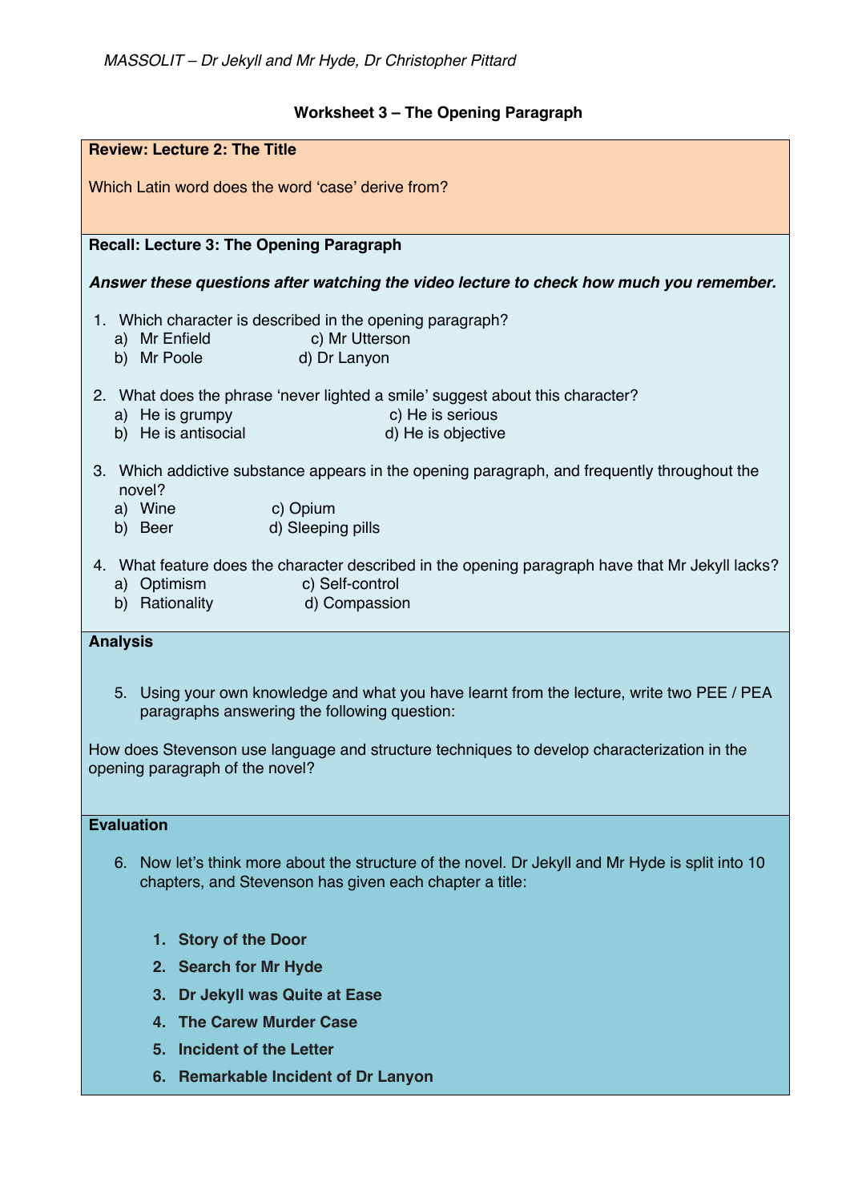*MASSOLIT – Dr Jekyll and Mr Hyde, Dr Christopher Pittard*

**Worksheet 3 – The Opening Paragraph**

**Review: Lecture 2: The Title**

Which Latin word does the word 'case' derive from?

**Recall: Lecture 3: The Opening Paragraph**

***Answer these questions after watching the video lecture to check how much you remember.***

1. Which character is described in the opening paragraph?
   a) Mr Enfield
   b) Mr Poole
   c) Mr Utterson
   d) Dr Lanyon

2. What does the phrase 'never lighted a smile' suggest about this character?
   a) He is grumpy
   b) He is antisocial
   c) He is serious
   d) He is objective

3. Which addictive substance appears in the opening paragraph, and frequently throughout the novel?
   a) Wine
   b) Beer
   c) Opium
   d) Sleeping pills

4. What feature does the character described in the opening paragraph have that Mr Jekyll lacks?
   a) Optimism
   b) Rationality
   c) Self-control
   d) Compassion

**Analysis**

5. Using your own knowledge and what you have learnt from the lecture, write two PEE / PEA paragraphs answering the following question:

How does Stevenson use language and structure techniques to develop characterization in the opening paragraph of the novel?

**Evaluation**

6. Now let's think more about the structure of the novel. Dr Jekyll and Mr Hyde is split into 10 chapters, and Stevenson has given each chapter a title:

   1. **Story of the Door**
   2. **Search for Mr Hyde**
   3. **Dr Jekyll was Quite at Ease**
   4. **The Carew Murder Case**
   5. **Incident of the Letter**
   6. **Remarkable Incident of Dr Lanyon**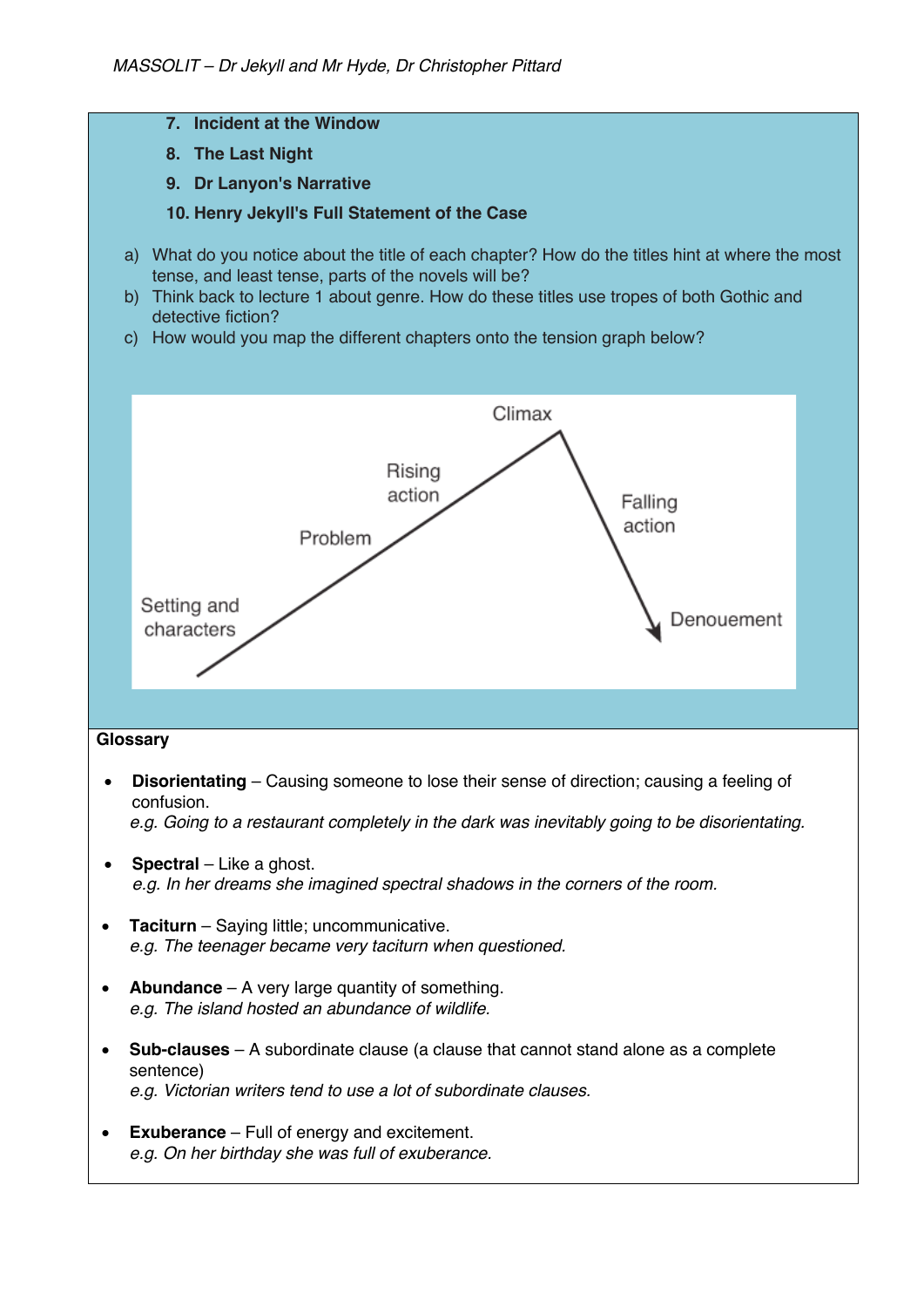7. **Incident at the Window**
8. **The Last Night**
9. **Dr Lanyon's Narrative**
10. **Henry Jekyll's Full Statement of the Case**

a) What do you notice about the title of each chapter? How do the titles hint at where the most tense, and least tense, parts of the novels will be?

b) Think back to lecture 1 about genre. How do these titles use tropes of both Gothic and detective fiction?

c) How would you map the different chapters onto the tension graph below?

Climax

Rising action

Problem

Setting and characters

Falling action

Denouement

**Glossary**

- **Disorientating** – Causing someone to lose their sense of direction; causing a feeling of confusion.
  *e.g. Going to a restaurant completely in the dark was inevitably going to be disorientating.*

- **Spectral** – Like a ghost.
  *e.g. In her dreams she imagined spectral shadows in the corners of the room.*

- **Taciturn** – Saying little; uncommunicative.
  *e.g. The teenager became very taciturn when questioned.*

- **Abundance** – A very large quantity of something.
  *e.g. The island hosted an abundance of wildlife.*

- **Sub-clauses** – A subordinate clause (a clause that cannot stand alone as a complete sentence)
  *e.g. Victorian writers tend to use a lot of subordinate clauses.*

- **Exuberance** – Full of energy and excitement.
  *e.g. On her birthday she was full of exuberance.*